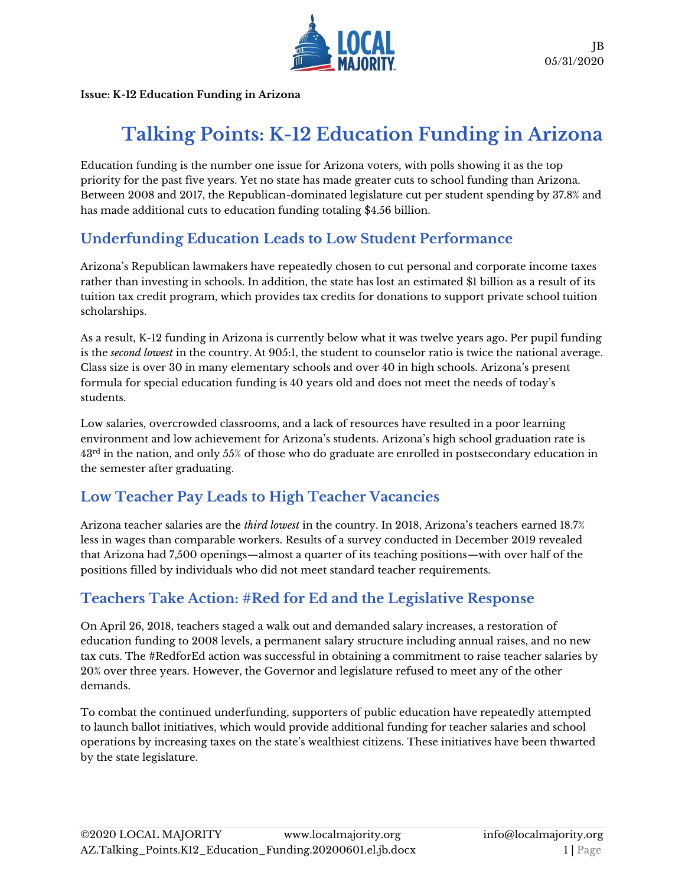JB
05/31/2020

**Issue: K-12 Education Funding in Arizona**

# Talking Points: K-12 Education Funding in Arizona

Education funding is the number one issue for Arizona voters, with polls showing it as the top priority for the past five years. Yet no state has made greater cuts to school funding than Arizona. Between 2008 and 2017, the Republican-dominated legislature cut per student spending by 37.8% and has made additional cuts to education funding totaling $4.56 billion.

## Underfunding Education Leads to Low Student Performance

Arizona's Republican lawmakers have repeatedly chosen to cut personal and corporate income taxes rather than investing in schools. In addition, the state has lost an estimated $1 billion as a result of its tuition tax credit program, which provides tax credits for donations to support private school tuition scholarships.

As a result, K-12 funding in Arizona is currently below what it was twelve years ago. Per pupil funding is the *second lowest* in the country. At 905:1, the student to counselor ratio is twice the national average. Class size is over 30 in many elementary schools and over 40 in high schools. Arizona's present formula for special education funding is 40 years old and does not meet the needs of today's students.

Low salaries, overcrowded classrooms, and a lack of resources have resulted in a poor learning environment and low achievement for Arizona's students. Arizona's high school graduation rate is 43rd in the nation, and only 55% of those who do graduate are enrolled in postsecondary education in the semester after graduating.

## Low Teacher Pay Leads to High Teacher Vacancies

Arizona teacher salaries are the *third lowest* in the country. In 2018, Arizona's teachers earned 18.7% less in wages than comparable workers. Results of a survey conducted in December 2019 revealed that Arizona had 7,500 openings—almost a quarter of its teaching positions—with over half of the positions filled by individuals who did not meet standard teacher requirements.

## Teachers Take Action: #Red for Ed and the Legislative Response

On April 26, 2018, teachers staged a walk out and demanded salary increases, a restoration of education funding to 2008 levels, a permanent salary structure including annual raises, and no new tax cuts. The #RedforEd action was successful in obtaining a commitment to raise teacher salaries by 20% over three years. However, the Governor and legislature refused to meet any of the other demands.

To combat the continued underfunding, supporters of public education have repeatedly attempted to launch ballot initiatives, which would provide additional funding for teacher salaries and school operations by increasing taxes on the state's wealthiest citizens. These initiatives have been thwarted by the state legislature.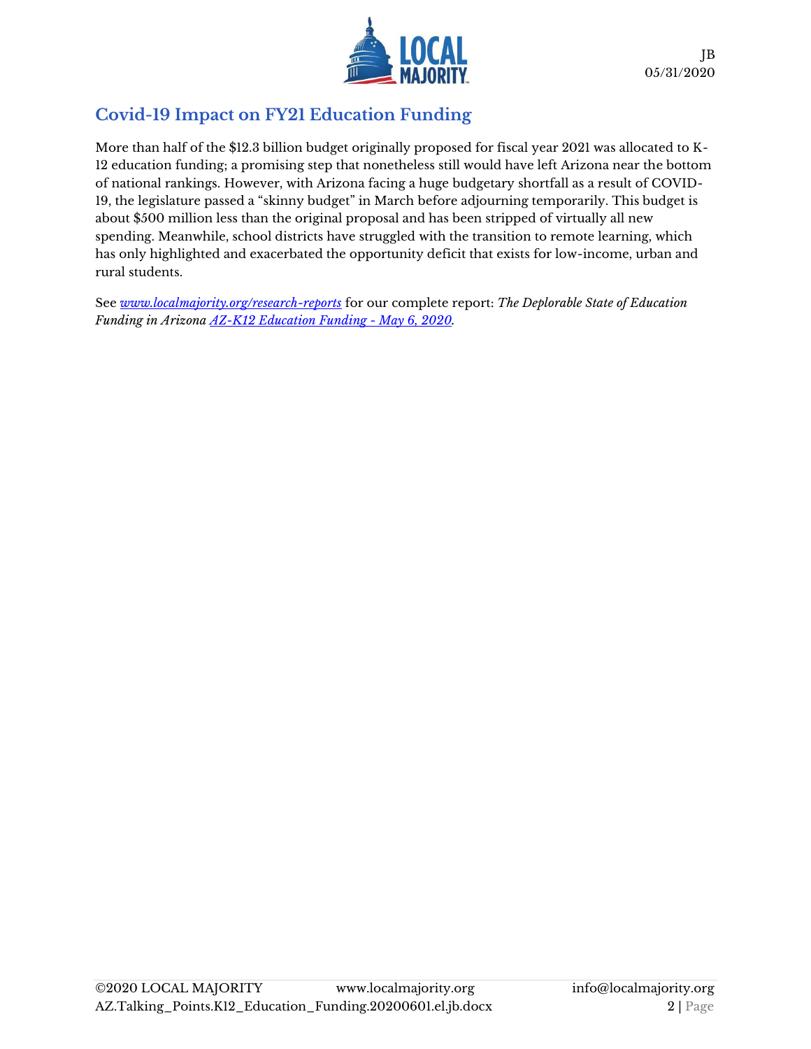## Covid-19 Impact on FY21 Education Funding

More than half of the $12.3 billion budget originally proposed for fiscal year 2021 was allocated to K-12 education funding; a promising step that nonetheless still would have left Arizona near the bottom of national rankings. However, with Arizona facing a huge budgetary shortfall as a result of COVID-19, the legislature passed a "skinny budget" in March before adjourning temporarily. This budget is about $500 million less than the original proposal and has been stripped of virtually all new spending. Meanwhile, school districts have struggled with the transition to remote learning, which has only highlighted and exacerbated the opportunity deficit that exists for low-income, urban and rural students.

See *www.localmajority.org/research-reports* for our complete report: *The Deplorable State of Education Funding in Arizona AZ-K12 Education Funding - May 6, 2020.*